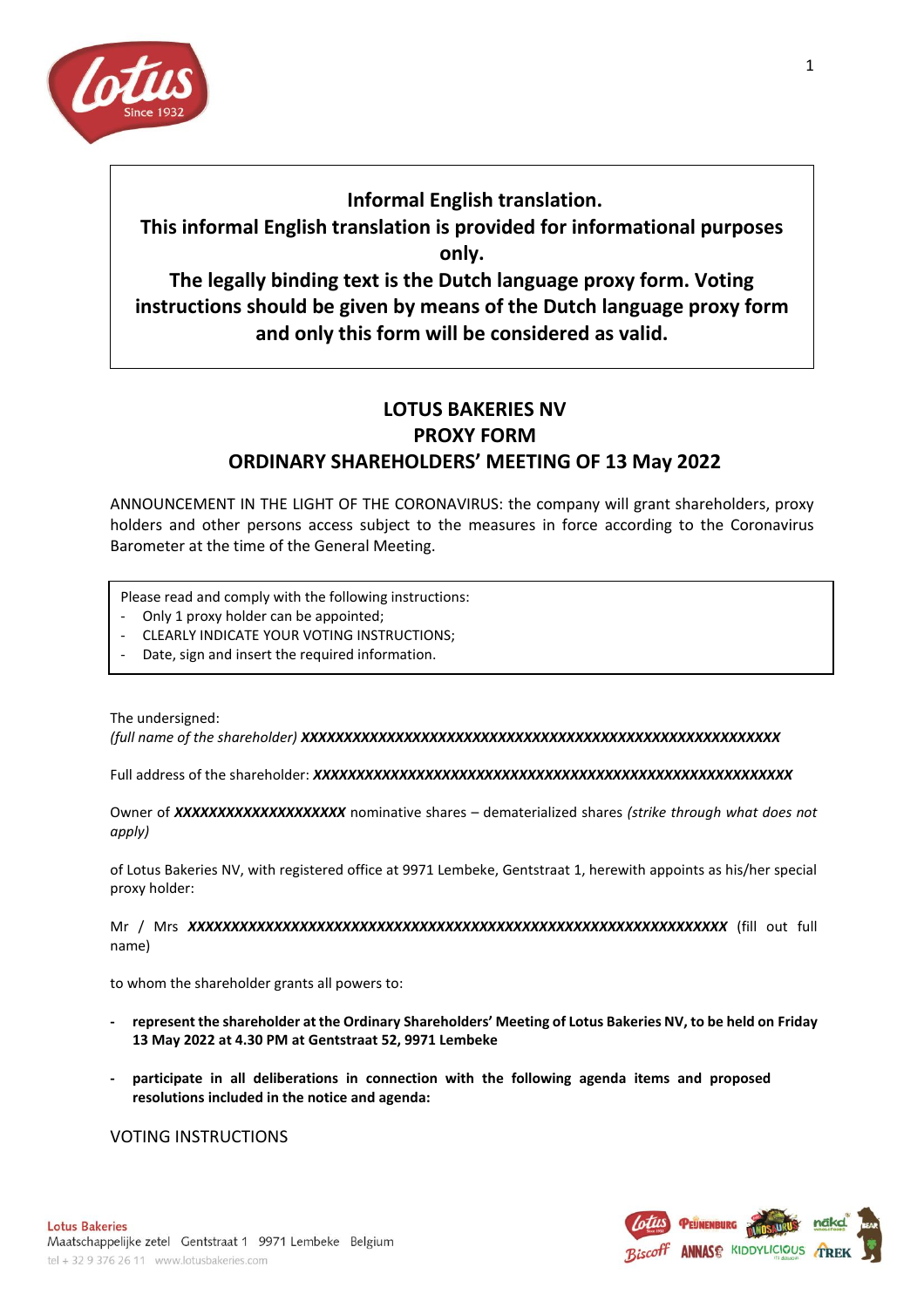**Informal English translation.**
**This informal English translation is provided for informational purposes only.**
**The legally binding text is the Dutch language proxy form. Voting instructions should be given by means of the Dutch language proxy form and only this form will be considered as valid.**

# LOTUS BAKERIES NV
# PROXY FORM
# ORDINARY SHAREHOLDERS' MEETING OF 13 May 2022

ANNOUNCEMENT IN THE LIGHT OF THE CORONAVIRUS: the company will grant shareholders, proxy holders and other persons access subject to the measures in force according to the Coronavirus Barometer at the time of the General Meeting.

Please read and comply with the following instructions:
- Only 1 proxy holder can be appointed;
- CLEARLY INDICATE YOUR VOTING INSTRUCTIONS;
- Date, sign and insert the required information.

The undersigned:
*(full name of the shareholder)* ***XXXXXXXXXXXXXXXXXXXXXXXXXXXXXXXXXXXXXXXXXXXXXXXXXXXXXXXXXXXXX***

Full address of the shareholder: ***XXXXXXXXXXXXXXXXXXXXXXXXXXXXXXXXXXXXXXXXXXXXXXXXXXXXXXXXXXXXX***

Owner of ***XXXXXXXXXXXXXXXXXXXXX*** nominative shares – dematerialized shares *(strike through what does not apply)*

of Lotus Bakeries NV, with registered office at 9971 Lembeke, Gentstraat 1, herewith appoints as his/her special proxy holder:

Mr / Mrs ***XXXXXXXXXXXXXXXXXXXXXXXXXXXXXXXXXXXXXXXXXXXXXXXXXXXXXXXXXXXXXXXXXX*** (fill out full name)

to whom the shareholder grants all powers to:

- **represent the shareholder at the Ordinary Shareholders' Meeting of Lotus Bakeries NV, to be held on Friday 13 May 2022 at 4.30 PM at Gentstraat 52, 9971 Lembeke**
- **participate in all deliberations in connection with the following agenda items and proposed resolutions included in the notice and agenda:**

VOTING INSTRUCTIONS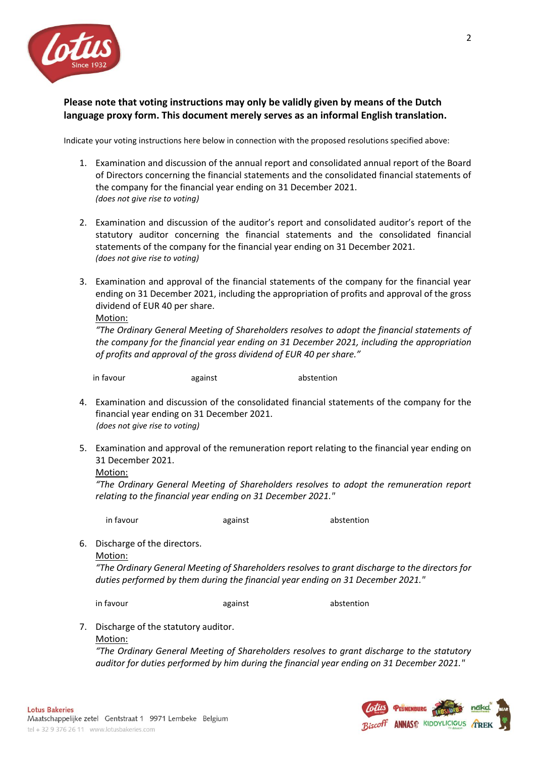**Please note that voting instructions may only be validly given by means of the Dutch language proxy form. This document merely serves as an informal English translation.**

Indicate your voting instructions here below in connection with the proposed resolutions specified above:

1. Examination and discussion of the annual report and consolidated annual report of the Board of Directors concerning the financial statements and the consolidated financial statements of the company for the financial year ending on 31 December 2021.
*(does not give rise to voting)*

2. Examination and discussion of the auditor's report and consolidated auditor's report of the statutory auditor concerning the financial statements and the consolidated financial statements of the company for the financial year ending on 31 December 2021.
*(does not give rise to voting)*

3. Examination and approval of the financial statements of the company for the financial year ending on 31 December 2021, including the appropriation of profits and approval of the gross dividend of EUR 40 per share.
<u>Motion:</u>
*"The Ordinary General Meeting of Shareholders resolves to adopt the financial statements of the company for the financial year ending on 31 December 2021, including the appropriation of profits and approval of the gross dividend of EUR 40 per share."*

   in favour　　　　against　　　　abstention

4. Examination and discussion of the consolidated financial statements of the company for the financial year ending on 31 December 2021.
*(does not give rise to voting)*

5. Examination and approval of the remuneration report relating to the financial year ending on 31 December 2021.
<u>Motion:</u>
*"The Ordinary General Meeting of Shareholders resolves to adopt the remuneration report relating to the financial year ending on 31 December 2021."*

   in favour　　　　against　　　　abstention

6. Discharge of the directors.
<u>Motion:</u>
*"The Ordinary General Meeting of Shareholders resolves to grant discharge to the directors for duties performed by them during the financial year ending on 31 December 2021."*

   in favour　　　　against　　　　abstention

7. Discharge of the statutory auditor.
<u>Motion:</u>
*"The Ordinary General Meeting of Shareholders resolves to grant discharge to the statutory auditor for duties performed by him during the financial year ending on 31 December 2021."*

**Lotus Bakeries**
Maatschappelijke zetel Gentstraat 1 9971 Lembeke Belgium
tel + 32 9 376 26 11 www.lotusbakeries.com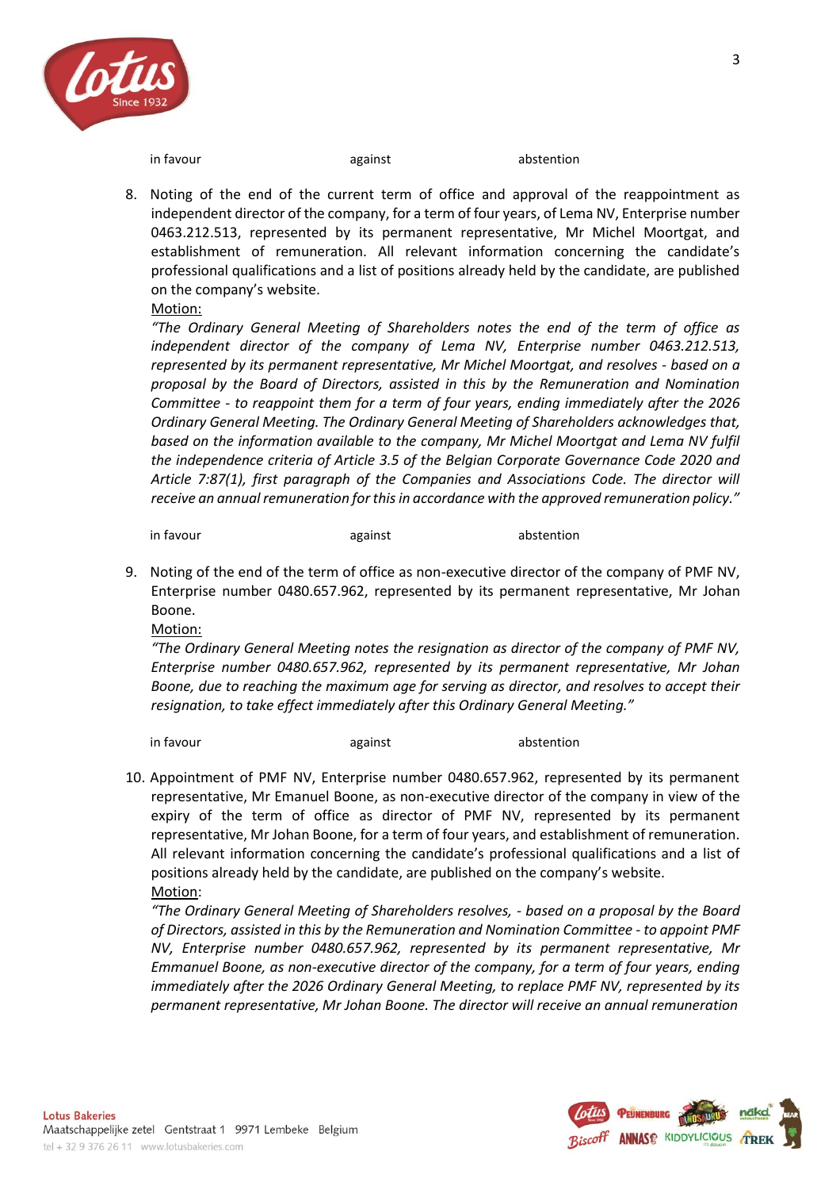in favour against abstention

8. Noting of the end of the current term of office and approval of the reappointment as independent director of the company, for a term of four years, of Lema NV, Enterprise number 0463.212.513, represented by its permanent representative, Mr Michel Moortgat, and establishment of remuneration. All relevant information concerning the candidate's professional qualifications and a list of positions already held by the candidate, are published on the company's website.

   Motion:

   *"The Ordinary General Meeting of Shareholders notes the end of the term of office as independent director of the company of Lema NV, Enterprise number 0463.212.513, represented by its permanent representative, Mr Michel Moortgat, and resolves - based on a proposal by the Board of Directors, assisted in this by the Remuneration and Nomination Committee - to reappoint them for a term of four years, ending immediately after the 2026 Ordinary General Meeting. The Ordinary General Meeting of Shareholders acknowledges that, based on the information available to the company, Mr Michel Moortgat and Lema NV fulfil the independence criteria of Article 3.5 of the Belgian Corporate Governance Code 2020 and Article 7:87(1), first paragraph of the Companies and Associations Code. The director will receive an annual remuneration for this in accordance with the approved remuneration policy."*

   in favour against abstention

9. Noting of the end of the term of office as non-executive director of the company of PMF NV, Enterprise number 0480.657.962, represented by its permanent representative, Mr Johan Boone.

   Motion:

   *"The Ordinary General Meeting notes the resignation as director of the company of PMF NV, Enterprise number 0480.657.962, represented by its permanent representative, Mr Johan Boone, due to reaching the maximum age for serving as director, and resolves to accept their resignation, to take effect immediately after this Ordinary General Meeting."*

   in favour against abstention

10. Appointment of PMF NV, Enterprise number 0480.657.962, represented by its permanent representative, Mr Emanuel Boone, as non-executive director of the company in view of the expiry of the term of office as director of PMF NV, represented by its permanent representative, Mr Johan Boone, for a term of four years, and establishment of remuneration. All relevant information concerning the candidate's professional qualifications and a list of positions already held by the candidate, are published on the company's website.

    Motion:

    *"The Ordinary General Meeting of Shareholders resolves, - based on a proposal by the Board of Directors, assisted in this by the Remuneration and Nomination Committee - to appoint PMF NV, Enterprise number 0480.657.962, represented by its permanent representative, Mr Emmanuel Boone, as non-executive director of the company, for a term of four years, ending immediately after the 2026 Ordinary General Meeting, to replace PMF NV, represented by its permanent representative, Mr Johan Boone. The director will receive an annual remuneration*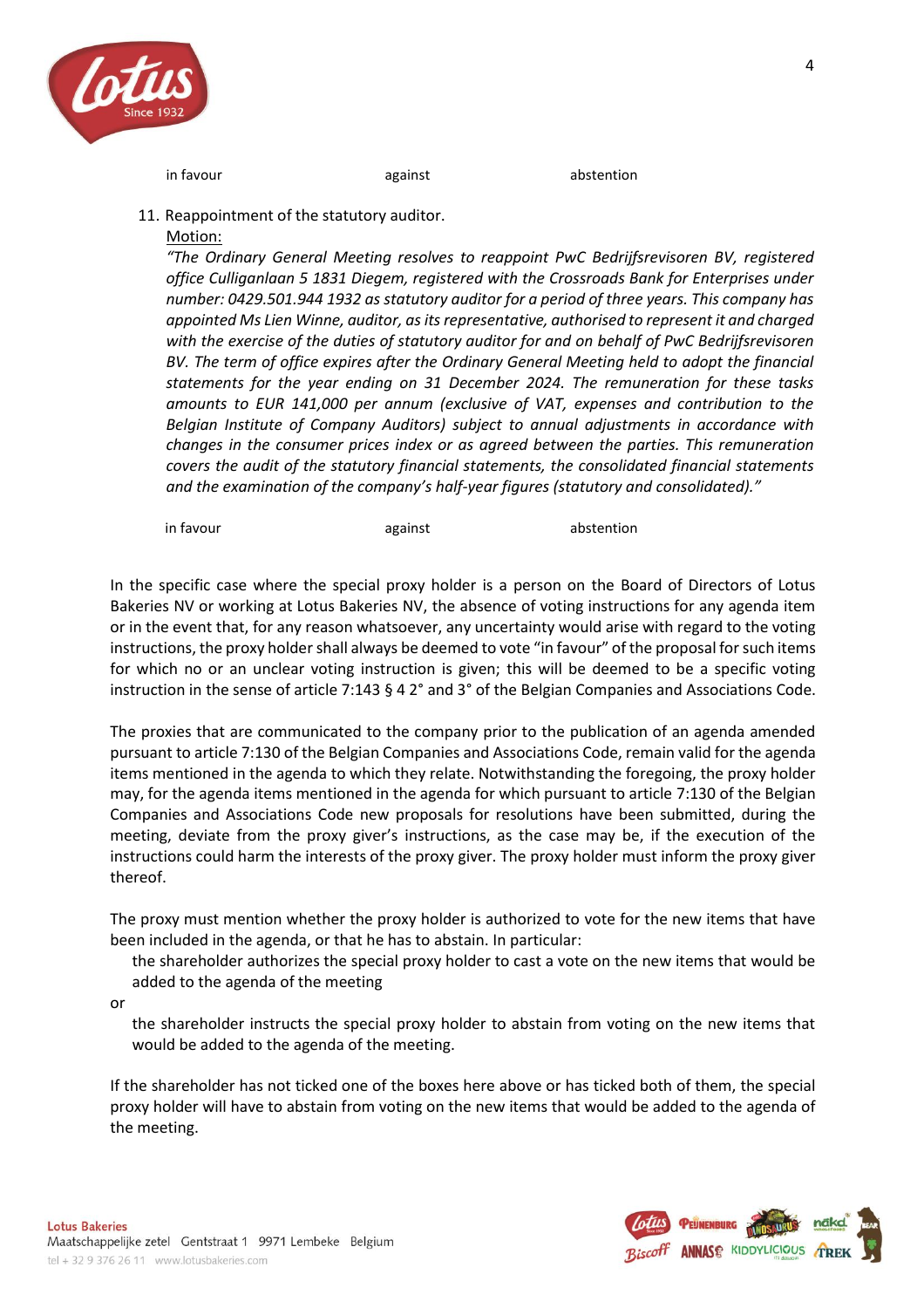in favour against abstention

11. Reappointment of the statutory auditor.

    Motion:

    *"The Ordinary General Meeting resolves to reappoint PwC Bedrijfsrevisoren BV, registered office Culliganlaan 5 1831 Diegem, registered with the Crossroads Bank for Enterprises under number: 0429.501.944 1932 as statutory auditor for a period of three years. This company has appointed Ms Lien Winne, auditor, as its representative, authorised to represent it and charged with the exercise of the duties of statutory auditor for and on behalf of PwC Bedrijfsrevisoren BV. The term of office expires after the Ordinary General Meeting held to adopt the financial statements for the year ending on 31 December 2024. The remuneration for these tasks amounts to EUR 141,000 per annum (exclusive of VAT, expenses and contribution to the Belgian Institute of Company Auditors) subject to annual adjustments in accordance with changes in the consumer prices index or as agreed between the parties. This remuneration covers the audit of the statutory financial statements, the consolidated financial statements and the examination of the company's half-year figures (statutory and consolidated)."*

    in favour against abstention

In the specific case where the special proxy holder is a person on the Board of Directors of Lotus Bakeries NV or working at Lotus Bakeries NV, the absence of voting instructions for any agenda item or in the event that, for any reason whatsoever, any uncertainty would arise with regard to the voting instructions, the proxy holder shall always be deemed to vote "in favour" of the proposal for such items for which no or an unclear voting instruction is given; this will be deemed to be a specific voting instruction in the sense of article 7:143 § 4 2° and 3° of the Belgian Companies and Associations Code.

The proxies that are communicated to the company prior to the publication of an agenda amended pursuant to article 7:130 of the Belgian Companies and Associations Code, remain valid for the agenda items mentioned in the agenda to which they relate. Notwithstanding the foregoing, the proxy holder may, for the agenda items mentioned in the agenda for which pursuant to article 7:130 of the Belgian Companies and Associations Code new proposals for resolutions have been submitted, during the meeting, deviate from the proxy giver's instructions, as the case may be, if the execution of the instructions could harm the interests of the proxy giver. The proxy holder must inform the proxy giver thereof.

The proxy must mention whether the proxy holder is authorized to vote for the new items that have been included in the agenda, or that he has to abstain. In particular:

the shareholder authorizes the special proxy holder to cast a vote on the new items that would be added to the agenda of the meeting

or

the shareholder instructs the special proxy holder to abstain from voting on the new items that would be added to the agenda of the meeting.

If the shareholder has not ticked one of the boxes here above or has ticked both of them, the special proxy holder will have to abstain from voting on the new items that would be added to the agenda of the meeting.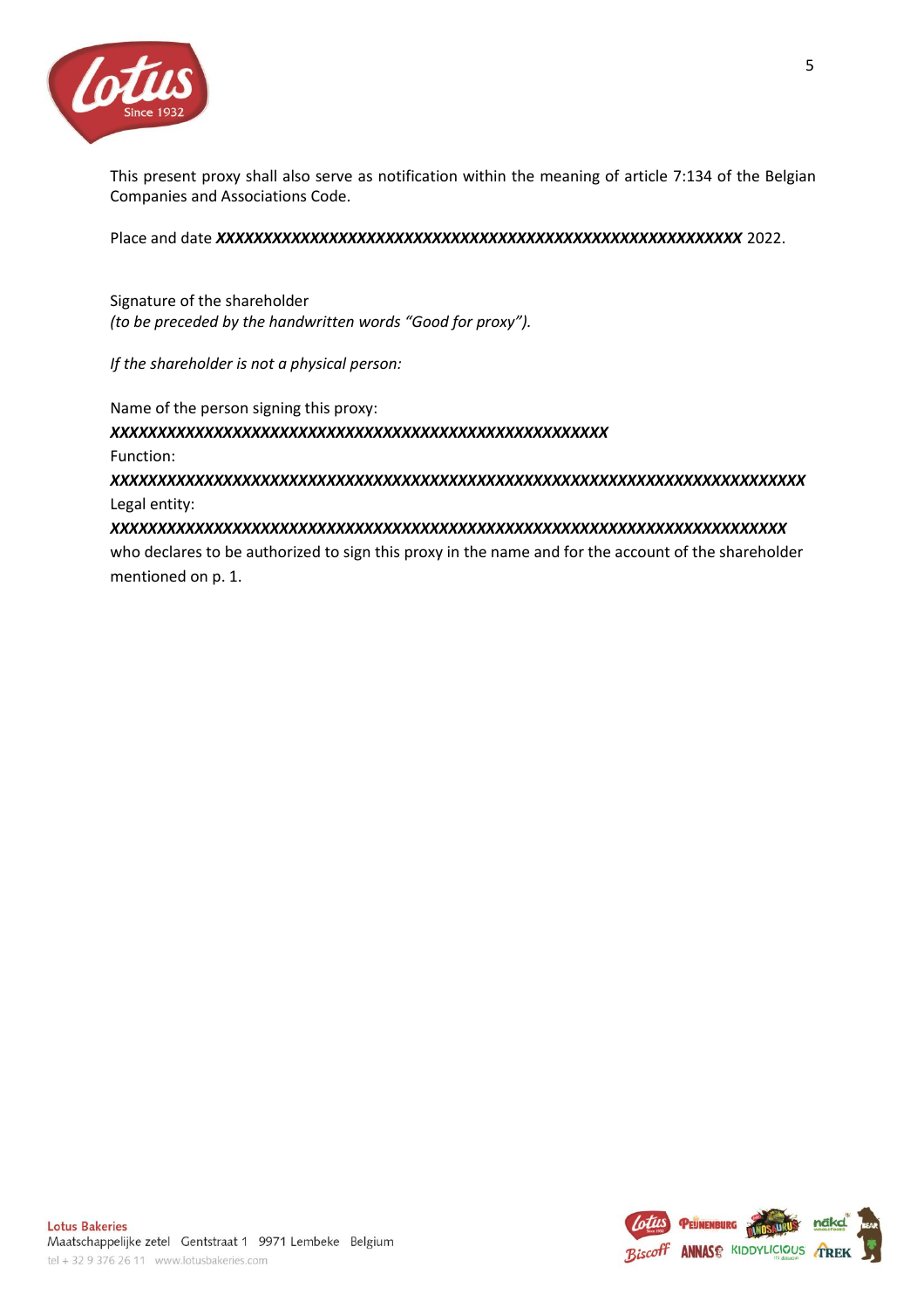This present proxy shall also serve as notification within the meaning of article 7:134 of the Belgian Companies and Associations Code.

Place and date ***XXXXXXXXXXXXXXXXXXXXXXXXXXXXXXXXXXXXXXXXXXXXXXXXXXXXXXXXXXXX*** 2022.

Signature of the shareholder
*(to be preceded by the handwritten words "Good for proxy").*

*If the shareholder is not a physical person:*

Name of the person signing this proxy:
***XXXXXXXXXXXXXXXXXXXXXXXXXXXXXXXXXXXXXXXXXXXXXXXXXXXXXXXXX***
Function:
***XXXXXXXXXXXXXXXXXXXXXXXXXXXXXXXXXXXXXXXXXXXXXXXXXXXXXXXXXXXXXXXXXXXXXXXXXXXXXX***
Legal entity:
***XXXXXXXXXXXXXXXXXXXXXXXXXXXXXXXXXXXXXXXXXXXXXXXXXXXXXXXXXXXXXXXXXXXXXXXXXXXX***
who declares to be authorized to sign this proxy in the name and for the account of the shareholder mentioned on p. 1.

**Lotus Bakeries**
Maatschappelijke zetel Gentstraat 1 9971 Lembeke Belgium
tel + 32 9 376 26 11 www.lotusbakeries.com